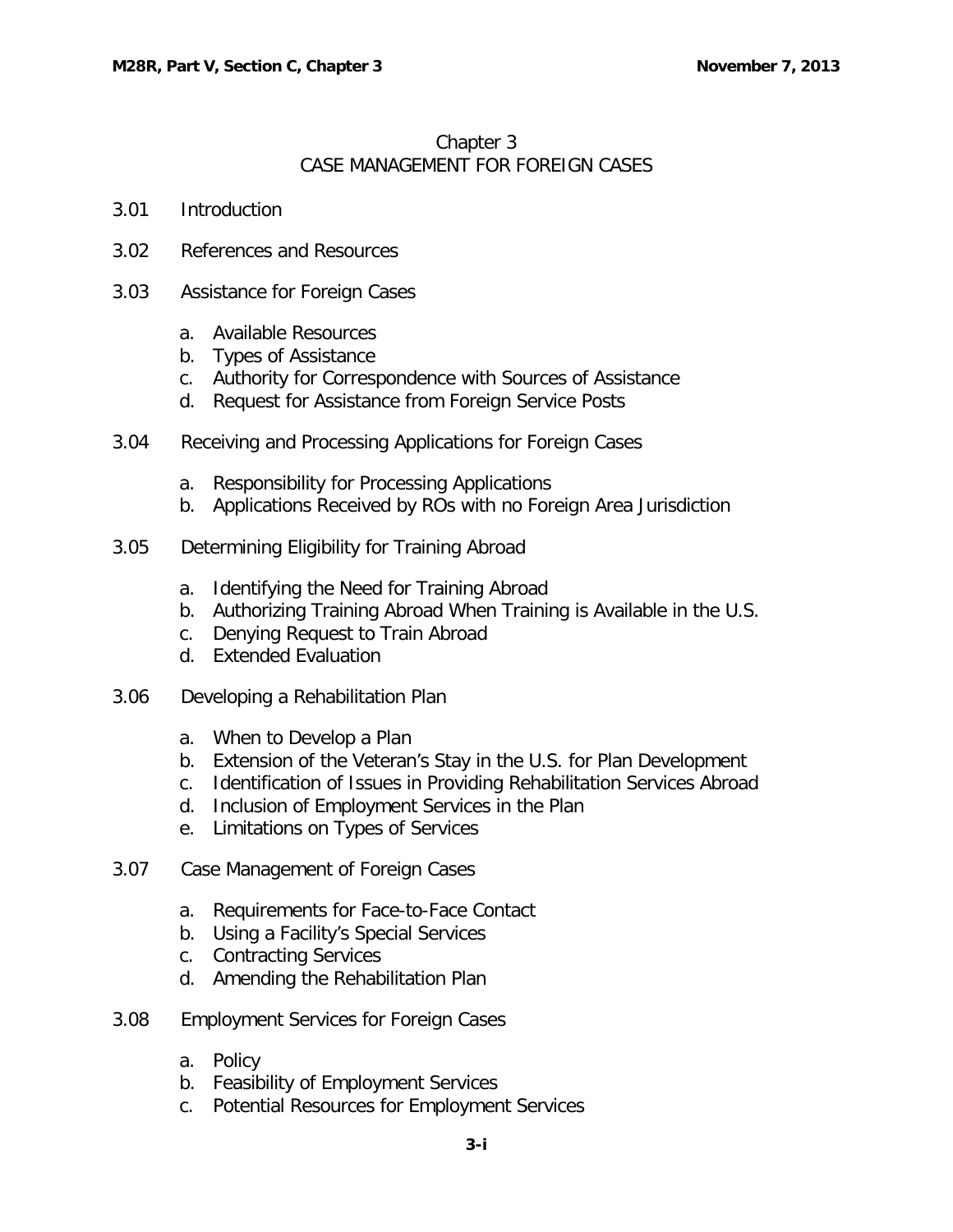# Chapter 3
## CASE MANAGEMENT FOR FOREIGN CASES

3.01 Introduction

3.02 References and Resources

3.03 Assistance for Foreign Cases

- a. Available Resources
- b. Types of Assistance
- c. Authority for Correspondence with Sources of Assistance
- d. Request for Assistance from Foreign Service Posts

3.04 Receiving and Processing Applications for Foreign Cases

- a. Responsibility for Processing Applications
- b. Applications Received by ROs with no Foreign Area Jurisdiction

3.05 Determining Eligibility for Training Abroad

- a. Identifying the Need for Training Abroad
- b. Authorizing Training Abroad When Training is Available in the U.S.
- c. Denying Request to Train Abroad
- d. Extended Evaluation

3.06 Developing a Rehabilitation Plan

- a. When to Develop a Plan
- b. Extension of the Veteran's Stay in the U.S. for Plan Development
- c. Identification of Issues in Providing Rehabilitation Services Abroad
- d. Inclusion of Employment Services in the Plan
- e. Limitations on Types of Services

3.07 Case Management of Foreign Cases

- a. Requirements for Face-to-Face Contact
- b. Using a Facility's Special Services
- c. Contracting Services
- d. Amending the Rehabilitation Plan

3.08 Employment Services for Foreign Cases

- a. Policy
- b. Feasibility of Employment Services
- c. Potential Resources for Employment Services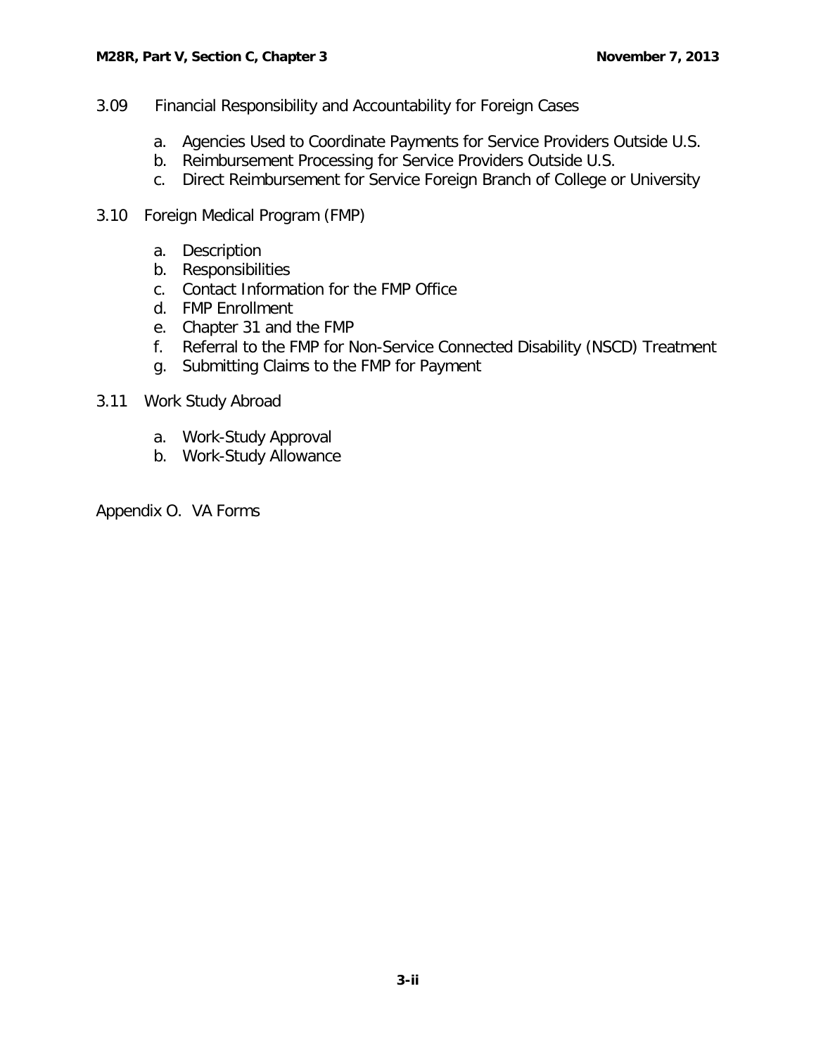3.09 Financial Responsibility and Accountability for Foreign Cases

a. Agencies Used to Coordinate Payments for Service Providers Outside U.S.
b. Reimbursement Processing for Service Providers Outside U.S.
c. Direct Reimbursement for Service Foreign Branch of College or University

3.10 Foreign Medical Program (FMP)

a. Description
b. Responsibilities
c. Contact Information for the FMP Office
d. FMP Enrollment
e. Chapter 31 and the FMP
f. Referral to the FMP for Non-Service Connected Disability (NSCD) Treatment
g. Submitting Claims to the FMP for Payment

3.11 Work Study Abroad

a. Work-Study Approval
b. Work-Study Allowance

Appendix O. VA Forms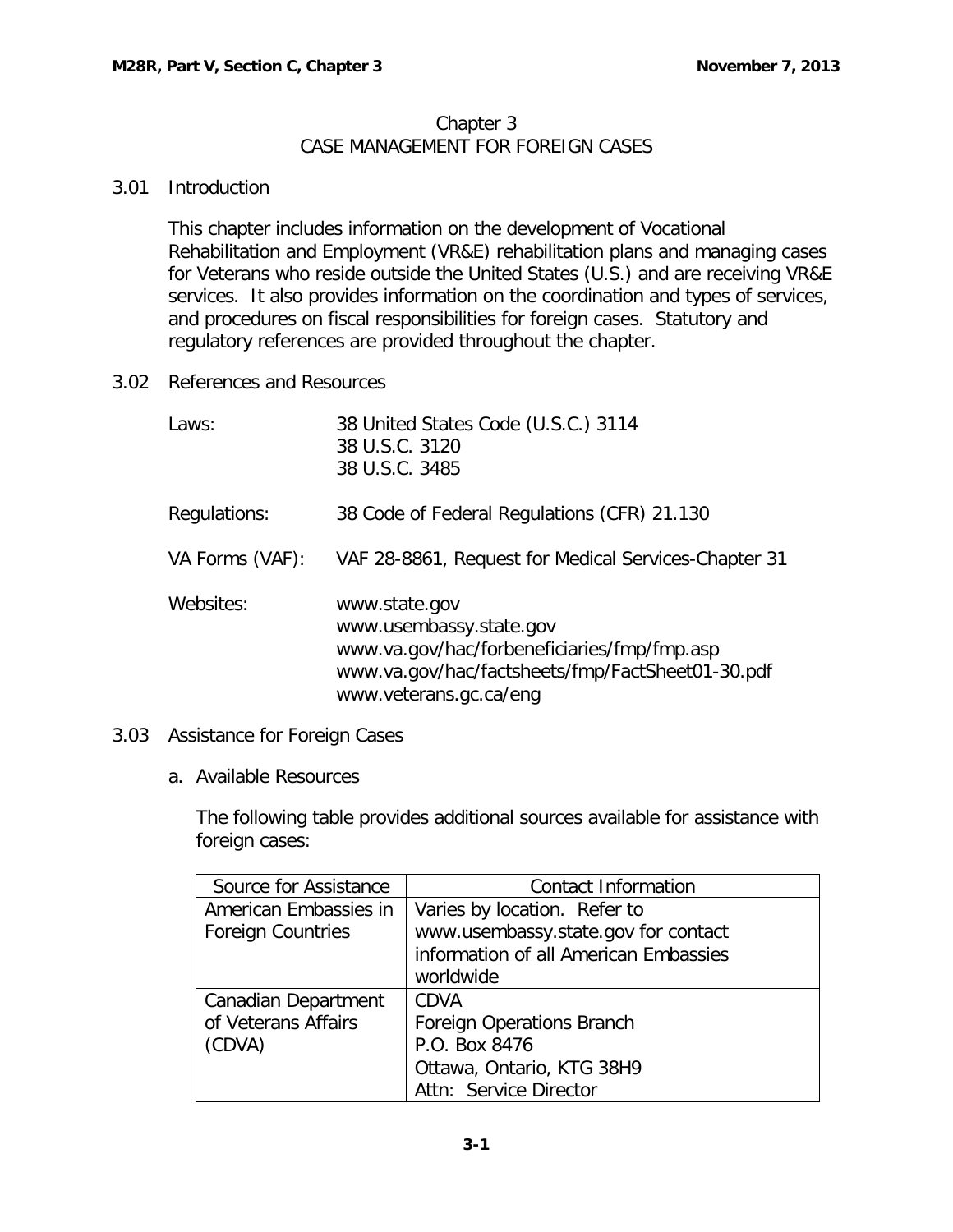# Chapter 3
# CASE MANAGEMENT FOR FOREIGN CASES

## 3.01 Introduction

This chapter includes information on the development of Vocational Rehabilitation and Employment (VR&E) rehabilitation plans and managing cases for Veterans who reside outside the United States (U.S.) and are receiving VR&E services. It also provides information on the coordination and types of services, and procedures on fiscal responsibilities for foreign cases. Statutory and regulatory references are provided throughout the chapter.

## 3.02 References and Resources

| | |
|---|---|
| Laws: | 38 United States Code (U.S.C.) 3114<br>38 U.S.C. 3120<br>38 U.S.C. 3485 |
| Regulations: | 38 Code of Federal Regulations (CFR) 21.130 |
| VA Forms (VAF): | VAF 28-8861, Request for Medical Services-Chapter 31 |
| Websites: | www.state.gov<br>www.usembassy.state.gov<br>www.va.gov/hac/forbeneficiaries/fmp/fmp.asp<br>www.va.gov/hac/factsheets/fmp/FactSheet01-30.pdf<br>www.veterans.gc.ca/eng |

## 3.03 Assistance for Foreign Cases

### a. Available Resources

The following table provides additional sources available for assistance with foreign cases:

| Source for Assistance | Contact Information |
|---|---|
| American Embassies in Foreign Countries | Varies by location. Refer to www.usembassy.state.gov for contact information of all American Embassies worldwide |
| Canadian Department of Veterans Affairs (CDVA) | CDVA<br>Foreign Operations Branch<br>P.O. Box 8476<br>Ottawa, Ontario, KTG 38H9<br>Attn: Service Director |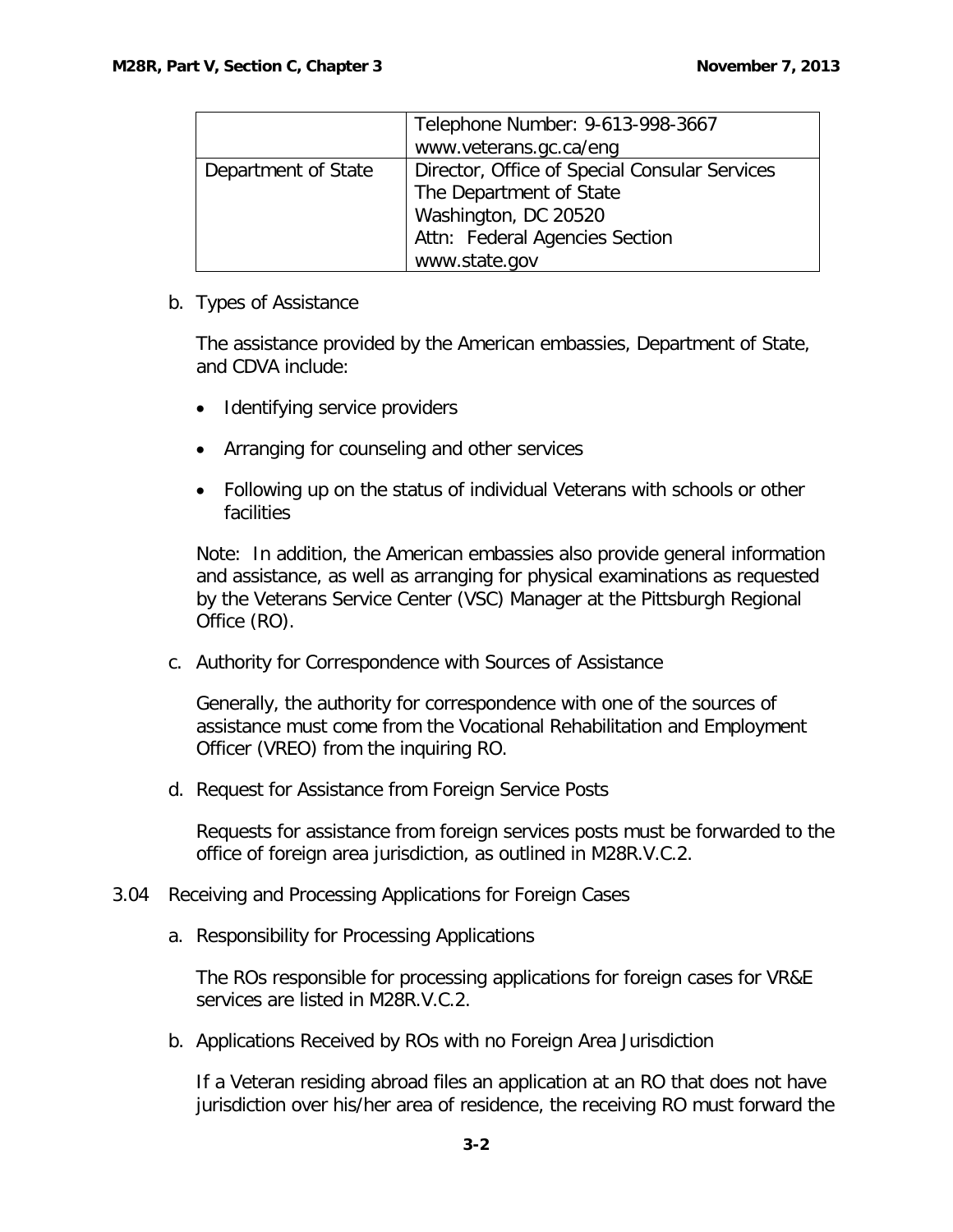| | |
|---|---|
| | Telephone Number: 9-613-998-3667<br>www.veterans.gc.ca/eng |
| Department of State | Director, Office of Special Consular Services<br>The Department of State<br>Washington, DC 20520<br>Attn: Federal Agencies Section<br>www.state.gov |

b. Types of Assistance

The assistance provided by the American embassies, Department of State, and CDVA include:

- Identifying service providers
- Arranging for counseling and other services
- Following up on the status of individual Veterans with schools or other facilities

Note: In addition, the American embassies also provide general information and assistance, as well as arranging for physical examinations as requested by the Veterans Service Center (VSC) Manager at the Pittsburgh Regional Office (RO).

c. Authority for Correspondence with Sources of Assistance

Generally, the authority for correspondence with one of the sources of assistance must come from the Vocational Rehabilitation and Employment Officer (VREO) from the inquiring RO.

d. Request for Assistance from Foreign Service Posts

Requests for assistance from foreign services posts must be forwarded to the office of foreign area jurisdiction, as outlined in M28R.V.C.2.

3.04 Receiving and Processing Applications for Foreign Cases

a. Responsibility for Processing Applications

The ROs responsible for processing applications for foreign cases for VR&E services are listed in M28R.V.C.2.

b. Applications Received by ROs with no Foreign Area Jurisdiction

If a Veteran residing abroad files an application at an RO that does not have jurisdiction over his/her area of residence, the receiving RO must forward the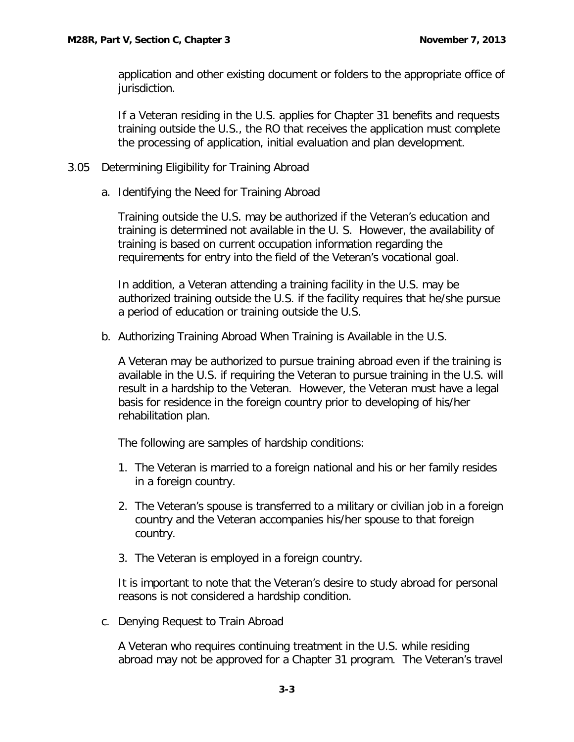application and other existing document or folders to the appropriate office of jurisdiction.

If a Veteran residing in the U.S. applies for Chapter 31 benefits and requests training outside the U.S., the RO that receives the application must complete the processing of application, initial evaluation and plan development.

## 3.05 Determining Eligibility for Training Abroad

### a. Identifying the Need for Training Abroad

Training outside the U.S. may be authorized if the Veteran's education and training is determined not available in the U. S. However, the availability of training is based on current occupation information regarding the requirements for entry into the field of the Veteran's vocational goal.

In addition, a Veteran attending a training facility in the U.S. may be authorized training outside the U.S. if the facility requires that he/she pursue a period of education or training outside the U.S.

### b. Authorizing Training Abroad When Training is Available in the U.S.

A Veteran may be authorized to pursue training abroad even if the training is available in the U.S. if requiring the Veteran to pursue training in the U.S. will result in a hardship to the Veteran. However, the Veteran must have a legal basis for residence in the foreign country prior to developing of his/her rehabilitation plan.

The following are samples of hardship conditions:

1. The Veteran is married to a foreign national and his or her family resides in a foreign country.
2. The Veteran's spouse is transferred to a military or civilian job in a foreign country and the Veteran accompanies his/her spouse to that foreign country.
3. The Veteran is employed in a foreign country.

It is important to note that the Veteran's desire to study abroad for personal reasons is not considered a hardship condition.

### c. Denying Request to Train Abroad

A Veteran who requires continuing treatment in the U.S. while residing abroad may not be approved for a Chapter 31 program. The Veteran's travel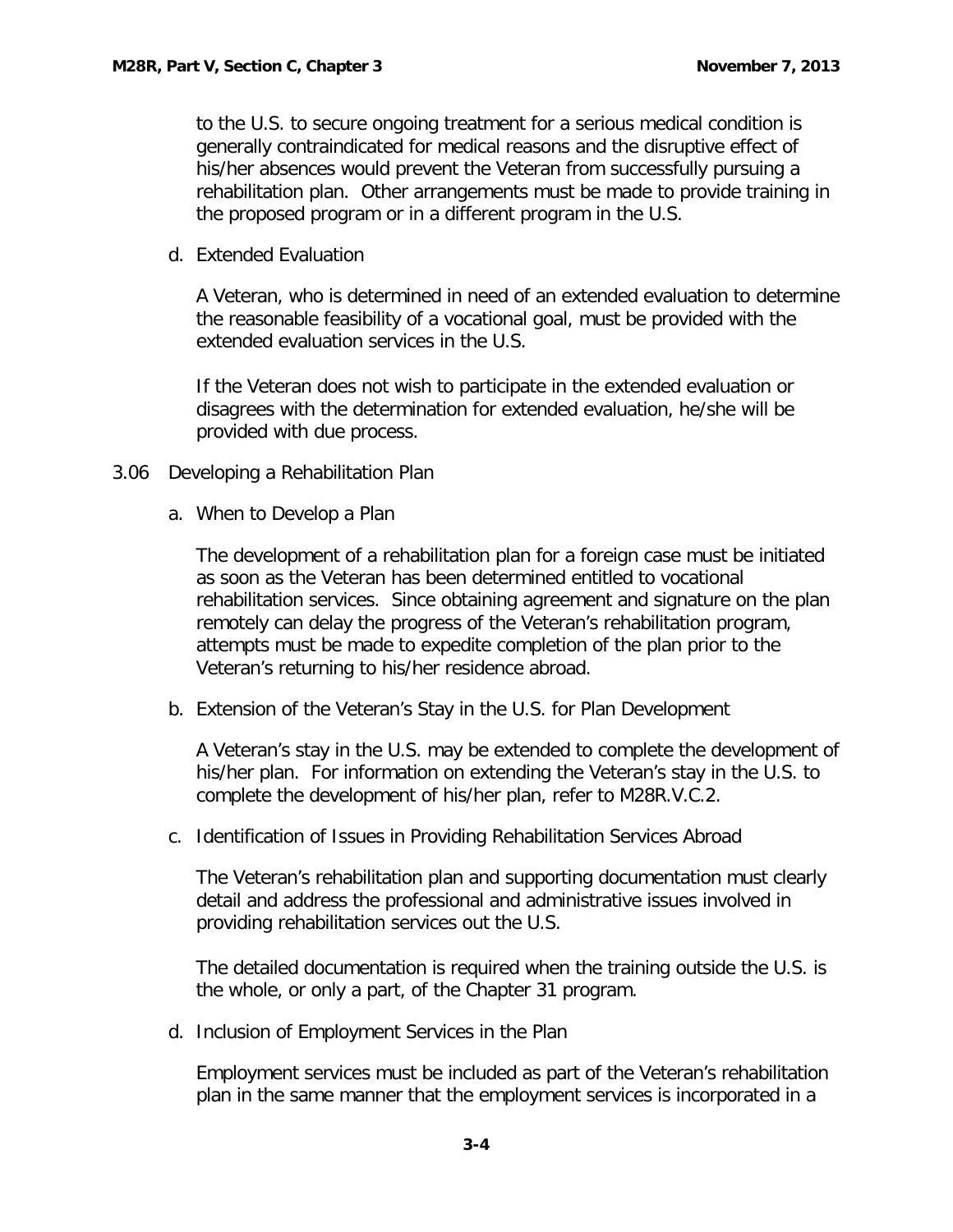to the U.S. to secure ongoing treatment for a serious medical condition is generally contraindicated for medical reasons and the disruptive effect of his/her absences would prevent the Veteran from successfully pursuing a rehabilitation plan. Other arrangements must be made to provide training in the proposed program or in a different program in the U.S.

d. Extended Evaluation

A Veteran, who is determined in need of an extended evaluation to determine the reasonable feasibility of a vocational goal, must be provided with the extended evaluation services in the U.S.

If the Veteran does not wish to participate in the extended evaluation or disagrees with the determination for extended evaluation, he/she will be provided with due process.

## 3.06 Developing a Rehabilitation Plan

a. When to Develop a Plan

The development of a rehabilitation plan for a foreign case must be initiated as soon as the Veteran has been determined entitled to vocational rehabilitation services. Since obtaining agreement and signature on the plan remotely can delay the progress of the Veteran's rehabilitation program, attempts must be made to expedite completion of the plan prior to the Veteran's returning to his/her residence abroad.

b. Extension of the Veteran's Stay in the U.S. for Plan Development

A Veteran's stay in the U.S. may be extended to complete the development of his/her plan. For information on extending the Veteran's stay in the U.S. to complete the development of his/her plan, refer to M28R.V.C.2.

c. Identification of Issues in Providing Rehabilitation Services Abroad

The Veteran's rehabilitation plan and supporting documentation must clearly detail and address the professional and administrative issues involved in providing rehabilitation services out the U.S.

The detailed documentation is required when the training outside the U.S. is the whole, or only a part, of the Chapter 31 program.

d. Inclusion of Employment Services in the Plan

Employment services must be included as part of the Veteran's rehabilitation plan in the same manner that the employment services is incorporated in a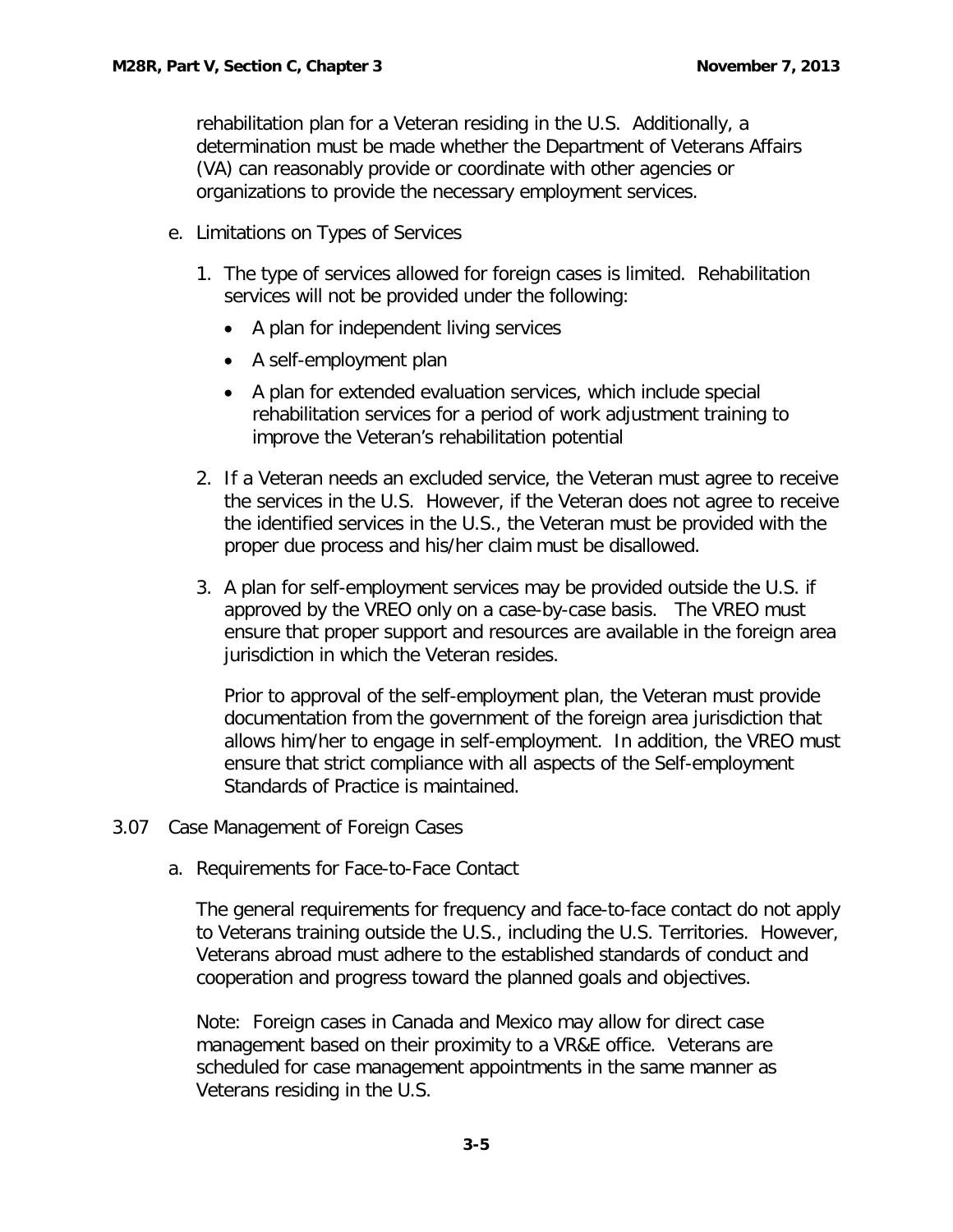rehabilitation plan for a Veteran residing in the U.S. Additionally, a determination must be made whether the Department of Veterans Affairs (VA) can reasonably provide or coordinate with other agencies or organizations to provide the necessary employment services.

e. Limitations on Types of Services

1. The type of services allowed for foreign cases is limited. Rehabilitation services will not be provided under the following:
   - A plan for independent living services
   - A self-employment plan
   - A plan for extended evaluation services, which include special rehabilitation services for a period of work adjustment training to improve the Veteran's rehabilitation potential

2. If a Veteran needs an excluded service, the Veteran must agree to receive the services in the U.S. However, if the Veteran does not agree to receive the identified services in the U.S., the Veteran must be provided with the proper due process and his/her claim must be disallowed.

3. A plan for self-employment services may be provided outside the U.S. if approved by the VREO only on a case-by-case basis. The VREO must ensure that proper support and resources are available in the foreign area jurisdiction in which the Veteran resides.

   Prior to approval of the self-employment plan, the Veteran must provide documentation from the government of the foreign area jurisdiction that allows him/her to engage in self-employment. In addition, the VREO must ensure that strict compliance with all aspects of the Self-employment Standards of Practice is maintained.

3.07 Case Management of Foreign Cases

a. Requirements for Face-to-Face Contact

The general requirements for frequency and face-to-face contact do not apply to Veterans training outside the U.S., including the U.S. Territories. However, Veterans abroad must adhere to the established standards of conduct and cooperation and progress toward the planned goals and objectives.

Note: Foreign cases in Canada and Mexico may allow for direct case management based on their proximity to a VR&E office. Veterans are scheduled for case management appointments in the same manner as Veterans residing in the U.S.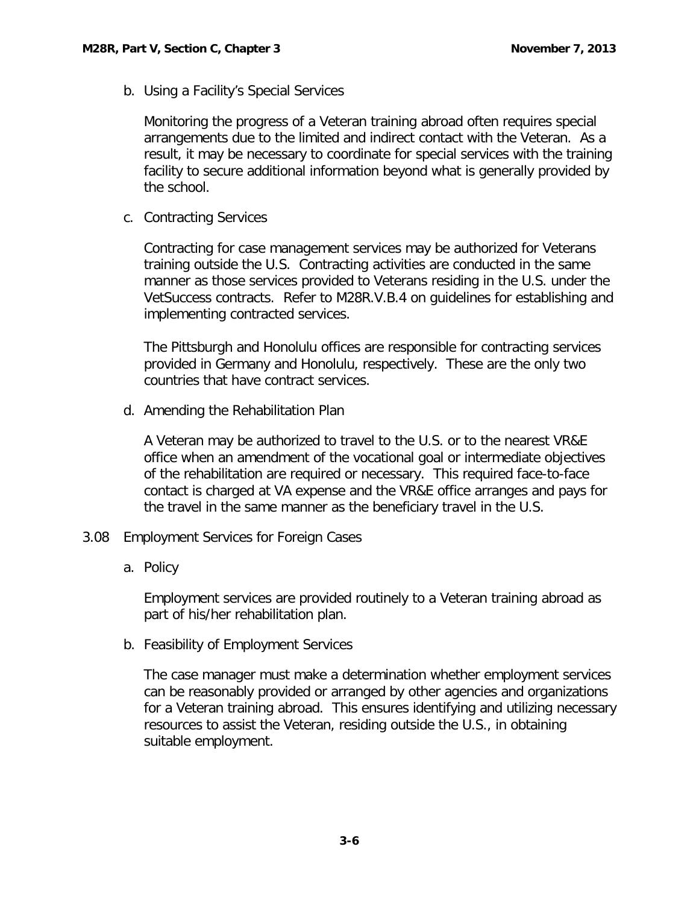b. Using a Facility's Special Services

Monitoring the progress of a Veteran training abroad often requires special arrangements due to the limited and indirect contact with the Veteran. As a result, it may be necessary to coordinate for special services with the training facility to secure additional information beyond what is generally provided by the school.

c. Contracting Services

Contracting for case management services may be authorized for Veterans training outside the U.S. Contracting activities are conducted in the same manner as those services provided to Veterans residing in the U.S. under the VetSuccess contracts. Refer to M28R.V.B.4 on guidelines for establishing and implementing contracted services.

The Pittsburgh and Honolulu offices are responsible for contracting services provided in Germany and Honolulu, respectively. These are the only two countries that have contract services.

d. Amending the Rehabilitation Plan

A Veteran may be authorized to travel to the U.S. or to the nearest VR&E office when an amendment of the vocational goal or intermediate objectives of the rehabilitation are required or necessary. This required face-to-face contact is charged at VA expense and the VR&E office arranges and pays for the travel in the same manner as the beneficiary travel in the U.S.

## 3.08 Employment Services for Foreign Cases

a. Policy

Employment services are provided routinely to a Veteran training abroad as part of his/her rehabilitation plan.

b. Feasibility of Employment Services

The case manager must make a determination whether employment services can be reasonably provided or arranged by other agencies and organizations for a Veteran training abroad. This ensures identifying and utilizing necessary resources to assist the Veteran, residing outside the U.S., in obtaining suitable employment.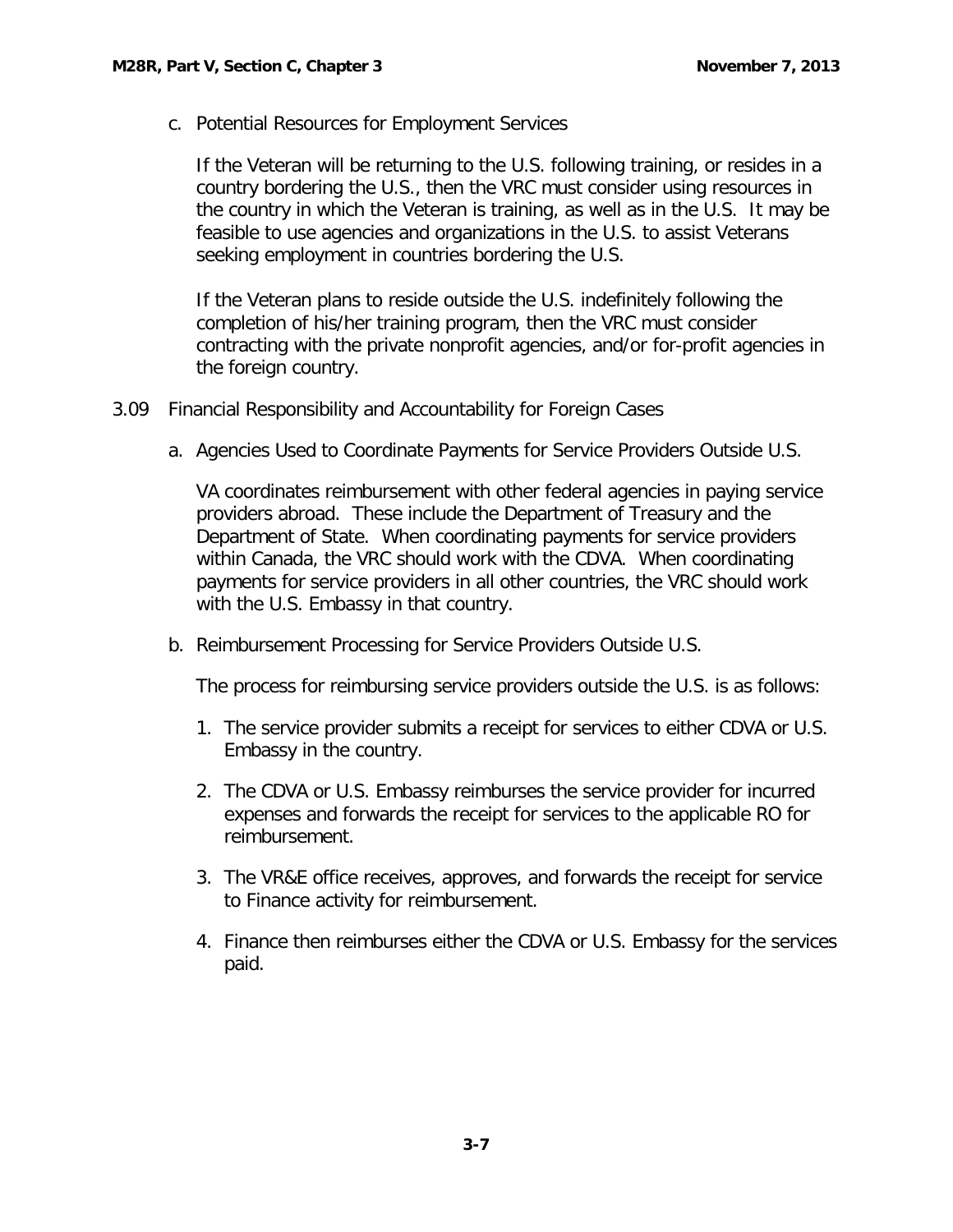c. Potential Resources for Employment Services

If the Veteran will be returning to the U.S. following training, or resides in a country bordering the U.S., then the VRC must consider using resources in the country in which the Veteran is training, as well as in the U.S. It may be feasible to use agencies and organizations in the U.S. to assist Veterans seeking employment in countries bordering the U.S.

If the Veteran plans to reside outside the U.S. indefinitely following the completion of his/her training program, then the VRC must consider contracting with the private nonprofit agencies, and/or for-profit agencies in the foreign country.

## 3.09 Financial Responsibility and Accountability for Foreign Cases

a. Agencies Used to Coordinate Payments for Service Providers Outside U.S.

VA coordinates reimbursement with other federal agencies in paying service providers abroad. These include the Department of Treasury and the Department of State. When coordinating payments for service providers within Canada, the VRC should work with the CDVA. When coordinating payments for service providers in all other countries, the VRC should work with the U.S. Embassy in that country.

b. Reimbursement Processing for Service Providers Outside U.S.

The process for reimbursing service providers outside the U.S. is as follows:

1. The service provider submits a receipt for services to either CDVA or U.S. Embassy in the country.
2. The CDVA or U.S. Embassy reimburses the service provider for incurred expenses and forwards the receipt for services to the applicable RO for reimbursement.
3. The VR&E office receives, approves, and forwards the receipt for service to Finance activity for reimbursement.
4. Finance then reimburses either the CDVA or U.S. Embassy for the services paid.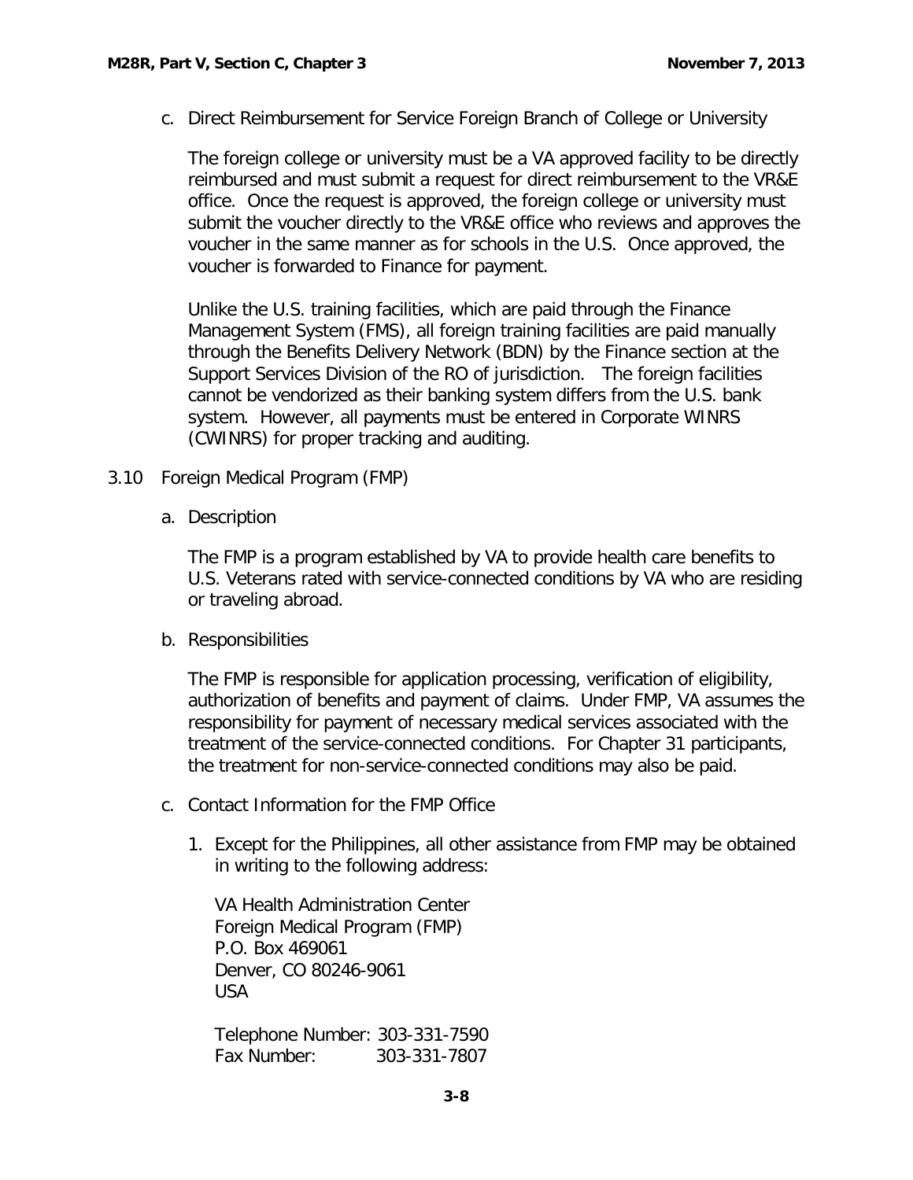c. Direct Reimbursement for Service Foreign Branch of College or University

The foreign college or university must be a VA approved facility to be directly reimbursed and must submit a request for direct reimbursement to the VR&E office. Once the request is approved, the foreign college or university must submit the voucher directly to the VR&E office who reviews and approves the voucher in the same manner as for schools in the U.S. Once approved, the voucher is forwarded to Finance for payment.

Unlike the U.S. training facilities, which are paid through the Finance Management System (FMS), all foreign training facilities are paid manually through the Benefits Delivery Network (BDN) by the Finance section at the Support Services Division of the RO of jurisdiction. The foreign facilities cannot be vendorized as their banking system differs from the U.S. bank system. However, all payments must be entered in Corporate WINRS (CWINRS) for proper tracking and auditing.

## 3.10 Foreign Medical Program (FMP)

a. Description

The FMP is a program established by VA to provide health care benefits to U.S. Veterans rated with service-connected conditions by VA who are residing or traveling abroad.

b. Responsibilities

The FMP is responsible for application processing, verification of eligibility, authorization of benefits and payment of claims. Under FMP, VA assumes the responsibility for payment of necessary medical services associated with the treatment of the service-connected conditions. For Chapter 31 participants, the treatment for non-service-connected conditions may also be paid.

c. Contact Information for the FMP Office

1. Except for the Philippines, all other assistance from FMP may be obtained in writing to the following address:

VA Health Administration Center
Foreign Medical Program (FMP)
P.O. Box 469061
Denver, CO 80246-9061
USA

Telephone Number: 303-331-7590
Fax Number: 303-331-7807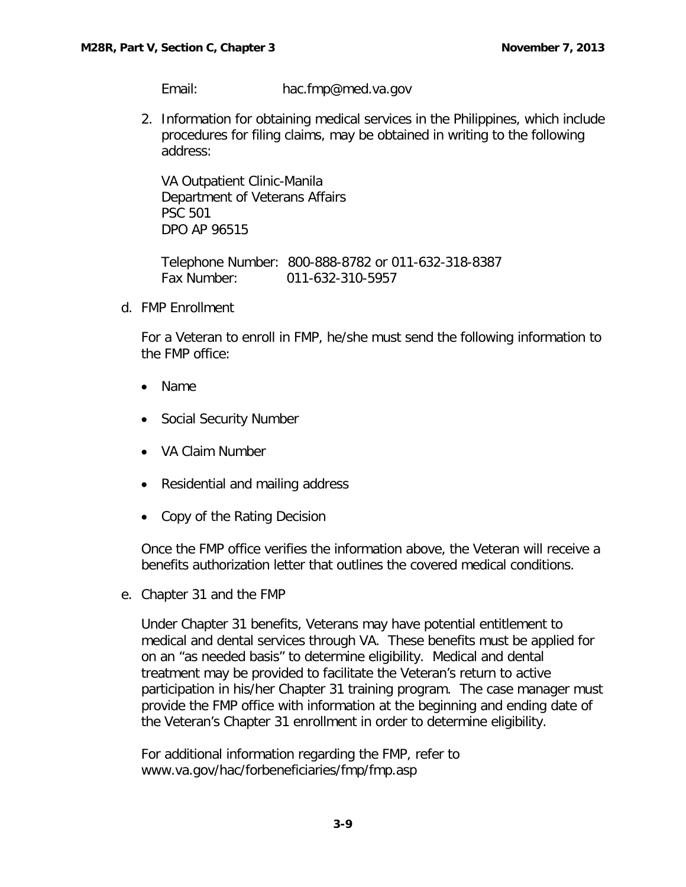Email: hac.fmp@med.va.gov

2. Information for obtaining medical services in the Philippines, which include procedures for filing claims, may be obtained in writing to the following address:

   VA Outpatient Clinic-Manila
   Department of Veterans Affairs
   PSC 501
   DPO AP 96515

   Telephone Number: 800-888-8782 or 011-632-318-8387
   Fax Number: 011-632-310-5957

d. FMP Enrollment

For a Veteran to enroll in FMP, he/she must send the following information to the FMP office:

- Name
- Social Security Number
- VA Claim Number
- Residential and mailing address
- Copy of the Rating Decision

Once the FMP office verifies the information above, the Veteran will receive a benefits authorization letter that outlines the covered medical conditions.

e. Chapter 31 and the FMP

Under Chapter 31 benefits, Veterans may have potential entitlement to medical and dental services through VA. These benefits must be applied for on an "as needed basis" to determine eligibility. Medical and dental treatment may be provided to facilitate the Veteran's return to active participation in his/her Chapter 31 training program. The case manager must provide the FMP office with information at the beginning and ending date of the Veteran's Chapter 31 enrollment in order to determine eligibility.

For additional information regarding the FMP, refer to www.va.gov/hac/forbeneficiaries/fmp/fmp.asp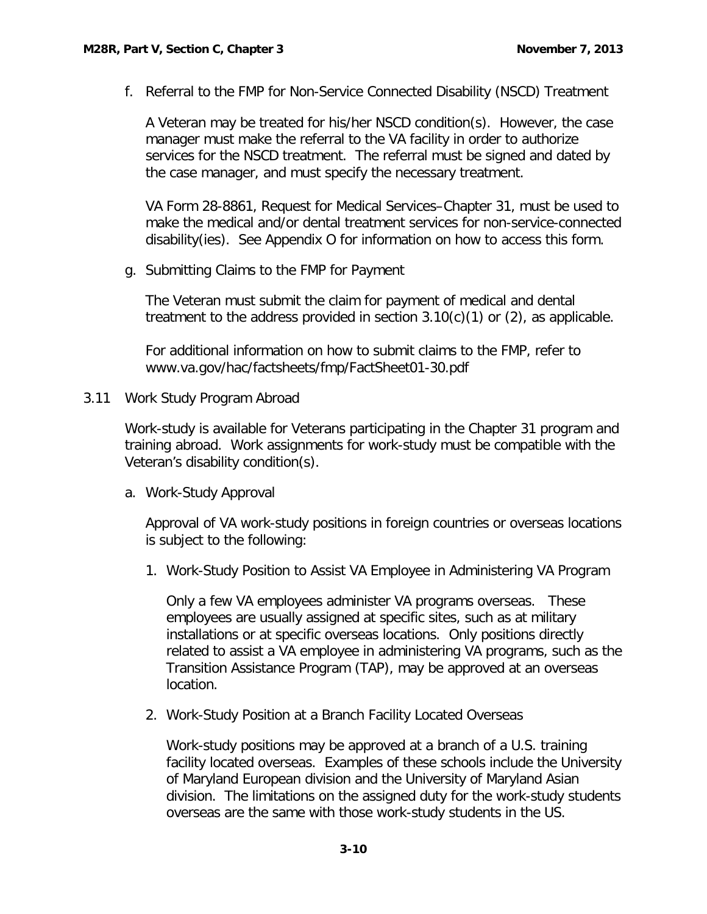f. Referral to the FMP for Non-Service Connected Disability (NSCD) Treatment

A Veteran may be treated for his/her NSCD condition(s). However, the case manager must make the referral to the VA facility in order to authorize services for the NSCD treatment. The referral must be signed and dated by the case manager, and must specify the necessary treatment.

VA Form 28-8861, Request for Medical Services–Chapter 31, must be used to make the medical and/or dental treatment services for non-service-connected disability(ies). See Appendix O for information on how to access this form.

g. Submitting Claims to the FMP for Payment

The Veteran must submit the claim for payment of medical and dental treatment to the address provided in section 3.10(c)(1) or (2), as applicable.

For additional information on how to submit claims to the FMP, refer to www.va.gov/hac/factsheets/fmp/FactSheet01-30.pdf

## 3.11 Work Study Program Abroad

Work-study is available for Veterans participating in the Chapter 31 program and training abroad. Work assignments for work-study must be compatible with the Veteran's disability condition(s).

a. Work-Study Approval

Approval of VA work-study positions in foreign countries or overseas locations is subject to the following:

1. Work-Study Position to Assist VA Employee in Administering VA Program

   Only a few VA employees administer VA programs overseas. These employees are usually assigned at specific sites, such as at military installations or at specific overseas locations. Only positions directly related to assist a VA employee in administering VA programs, such as the Transition Assistance Program (TAP), may be approved at an overseas location.

2. Work-Study Position at a Branch Facility Located Overseas

   Work-study positions may be approved at a branch of a U.S. training facility located overseas. Examples of these schools include the University of Maryland European division and the University of Maryland Asian division. The limitations on the assigned duty for the work-study students overseas are the same with those work-study students in the US.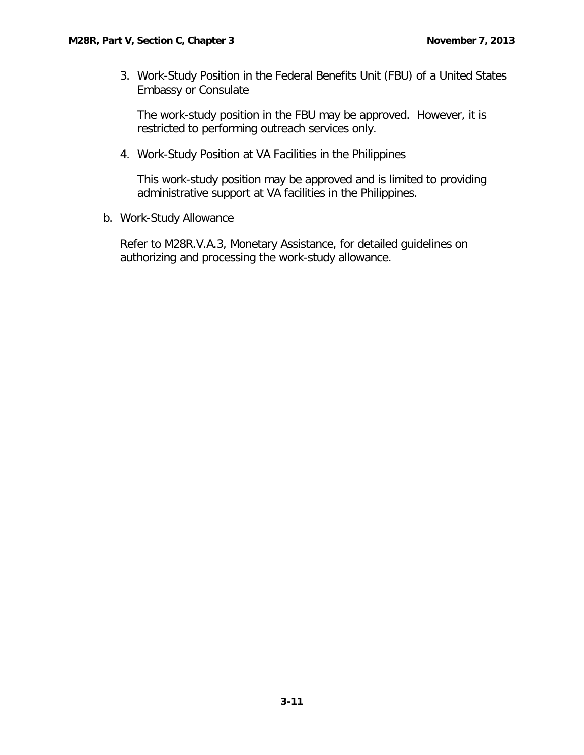3. Work-Study Position in the Federal Benefits Unit (FBU) of a United States Embassy or Consulate

   The work-study position in the FBU may be approved. However, it is restricted to performing outreach services only.

4. Work-Study Position at VA Facilities in the Philippines

   This work-study position may be approved and is limited to providing administrative support at VA facilities in the Philippines.

b. Work-Study Allowance

   Refer to M28R.V.A.3, Monetary Assistance, for detailed guidelines on authorizing and processing the work-study allowance.